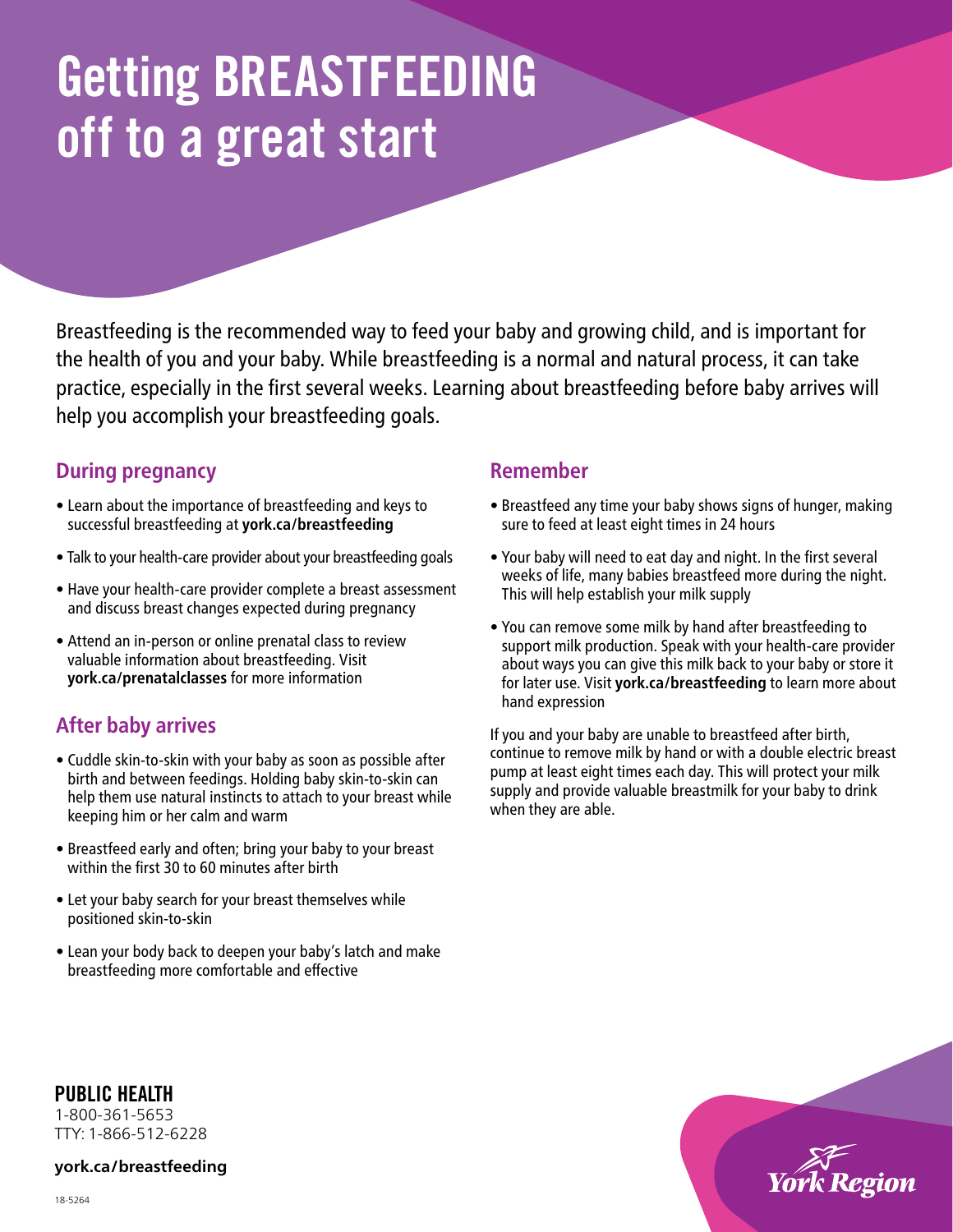# Getting BREASTFEEDING off to a great start

Breastfeeding is the recommended way to feed your baby and growing child, and is important for the health of you and your baby. While breastfeeding is a normal and natural process, it can take practice, especially in the first several weeks. Learning about breastfeeding before baby arrives will help you accomplish your breastfeeding goals.

## During pregnancy

- Learn about the importance of breastfeeding and keys to successful breastfeeding at **york.ca/breastfeeding**
- Talk to your health-care provider about your breastfeeding goals
- Have your health-care provider complete a breast assessment and discuss breast changes expected during pregnancy
- Attend an in-person or online prenatal class to review valuable information about breastfeeding. Visit **york.ca/prenatalclasses** for more information

## After baby arrives

- Cuddle skin-to-skin with your baby as soon as possible after birth and between feedings. Holding baby skin-to-skin can help them use natural instincts to attach to your breast while keeping him or her calm and warm
- Breastfeed early and often; bring your baby to your breast within the first 30 to 60 minutes after birth
- Let your baby search for your breast themselves while positioned skin-to-skin
- Lean your body back to deepen your baby's latch and make breastfeeding more comfortable and effective

## Remember

- Breastfeed any time your baby shows signs of hunger, making sure to feed at least eight times in 24 hours
- Your baby will need to eat day and night. In the first several weeks of life, many babies breastfeed more during the night. This will help establish your milk supply
- You can remove some milk by hand after breastfeeding to support milk production. Speak with your health-care provider about ways you can give this milk back to your baby or store it for later use. Visit **york.ca/breastfeeding** to learn more about hand expression

If you and your baby are unable to breastfeed after birth, continue to remove milk by hand or with a double electric breast pump at least eight times each day. This will protect your milk supply and provide valuable breastmilk for your baby to drink when they are able.

**PUBLIC HEALTH**
1-800-361-5653
TTY: 1-866-512-6228

**york.ca/breastfeeding**

York Region

18-5264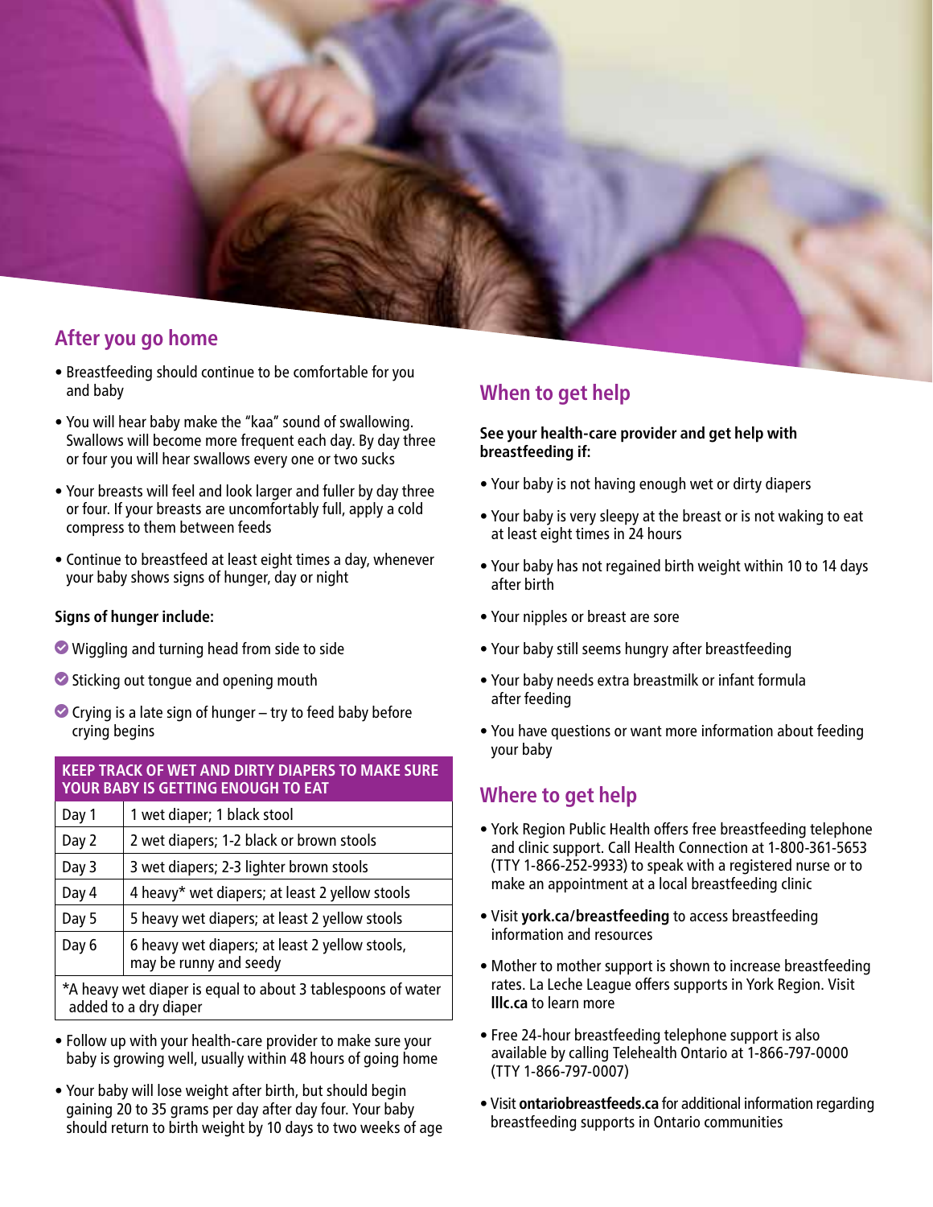## After you go home

- Breastfeeding should continue to be comfortable for you and baby
- You will hear baby make the "kaa" sound of swallowing. Swallows will become more frequent each day. By day three or four you will hear swallows every one or two sucks
- Your breasts will feel and look larger and fuller by day three or four. If your breasts are uncomfortably full, apply a cold compress to them between feeds
- Continue to breastfeed at least eight times a day, whenever your baby shows signs of hunger, day or night

**Signs of hunger include:**

- Wiggling and turning head from side to side
- Sticking out tongue and opening mouth
- Crying is a late sign of hunger – try to feed baby before crying begins

| KEEP TRACK OF WET AND DIRTY DIAPERS TO MAKE SURE YOUR BABY IS GETTING ENOUGH TO EAT | |
|---|---|
| Day 1 | 1 wet diaper; 1 black stool |
| Day 2 | 2 wet diapers; 1-2 black or brown stools |
| Day 3 | 3 wet diapers; 2-3 lighter brown stools |
| Day 4 | 4 heavy* wet diapers; at least 2 yellow stools |
| Day 5 | 5 heavy wet diapers; at least 2 yellow stools |
| Day 6 | 6 heavy wet diapers; at least 2 yellow stools, may be runny and seedy |

*A heavy wet diaper is equal to about 3 tablespoons of water added to a dry diaper

- Follow up with your health-care provider to make sure your baby is growing well, usually within 48 hours of going home
- Your baby will lose weight after birth, but should begin gaining 20 to 35 grams per day after day four. Your baby should return to birth weight by 10 days to two weeks of age

## When to get help

**See your health-care provider and get help with breastfeeding if:**

- Your baby is not having enough wet or dirty diapers
- Your baby is very sleepy at the breast or is not waking to eat at least eight times in 24 hours
- Your baby has not regained birth weight within 10 to 14 days after birth
- Your nipples or breast are sore
- Your baby still seems hungry after breastfeeding
- Your baby needs extra breastmilk or infant formula after feeding
- You have questions or want more information about feeding your baby

## Where to get help

- York Region Public Health offers free breastfeeding telephone and clinic support. Call Health Connection at 1-800-361-5653 (TTY 1-866-252-9933) to speak with a registered nurse or to make an appointment at a local breastfeeding clinic
- Visit **york.ca/breastfeeding** to access breastfeeding information and resources
- Mother to mother support is shown to increase breastfeeding rates. La Leche League offers supports in York Region. Visit **lllc.ca** to learn more
- Free 24-hour breastfeeding telephone support is also available by calling Telehealth Ontario at 1-866-797-0000 (TTY 1-866-797-0007)
- Visit **ontariobreastfeeds.ca** for additional information regarding breastfeeding supports in Ontario communities